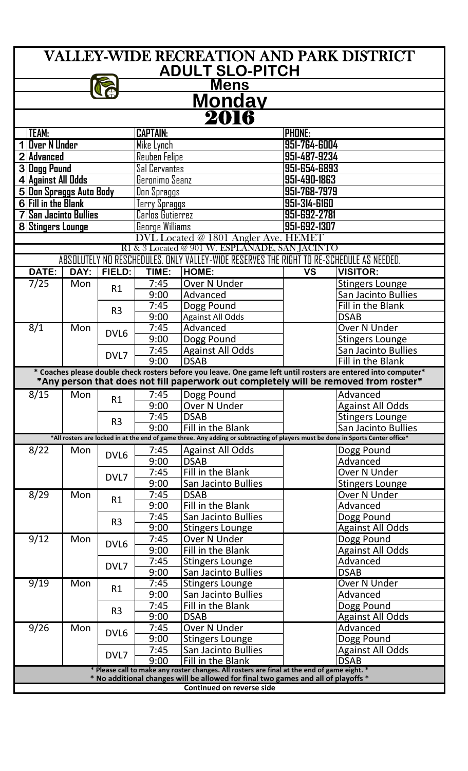# VALLEY-WIDE RECREATION AND PARK DISTRICT

## ADULT SLO-PITCH

## Mens

## Monday

## 2016

| | TEAM: | CAPTAIN: | PHONE: |
|---|---|---|---|
| 1 | Over N Under | Mike Lynch | 951-764-6004 |
| 2 | Advanced | Reuben Felipe | 951-487-9234 |
| 3 | Dogg Pound | Sal Cervantes | 951-654-6893 |
| 4 | Against All Odds | Geronimo Seanz | 951-490-1863 |
| 5 | Don Spraggs Auto Body | Don Spraggs | 951-768-7979 |
| 6 | Fill in the Blank | Terry Spraggs | 951-314-6160 |
| 7 | San Jacinto Bullies | Carlos Gutierrez | 951-692-2781 |
| 8 | Stingers Lounge | George Williams | 951-692-1307 |

DVL Located @ 1801 Angler Ave. HEMET

R1 & 3 Located @ 901 W. ESPLANADE, SAN JACINTO

ABSOLUTELY NO RESCHEDULES. ONLY VALLEY-WIDE RESERVES THE RIGHT TO RE-SCHEDULE AS NEEDED.

| DATE: | DAY: | FIELD: | TIME: | HOME: | VS | VISITOR: |
|---|---|---|---|---|---|---|
| 7/25 | Mon | R1 | 7:45 | Over N Under | | Stingers Lounge |
| | | | 9:00 | Advanced | | San Jacinto Bullies |
| | | R3 | 7:45 | Dogg Pound | | Fill in the Blank |
| | | | 9:00 | Against All Odds | | DSAB |
| 8/1 | Mon | DVL6 | 7:45 | Advanced | | Over N Under |
| | | | 9:00 | Dogg Pound | | Stingers Lounge |
| | | DVL7 | 7:45 | Against All Odds | | San Jacinto Bullies |
| | | | 9:00 | DSAB | | Fill in the Blank |
| **\* Coaches please double check rosters before you leave. One game left until rosters are entered into computer\* \*Any person that does not fill paperwork out completely will be removed from roster\*** | | | | | | |
| 8/15 | Mon | R1 | 7:45 | Dogg Pound | | Advanced |
| | | | 9:00 | Over N Under | | Against All Odds |
| | | R3 | 7:45 | DSAB | | Stingers Lounge |
| | | | 9:00 | Fill in the Blank | | San Jacinto Bullies |
| **\*All rosters are locked in at the end of game three. Any adding or subtracting of players must be done in Sports Center office\*** | | | | | | |
| 8/22 | Mon | DVL6 | 7:45 | Against All Odds | | Dogg Pound |
| | | | 9:00 | DSAB | | Advanced |
| | | DVL7 | 7:45 | Fill in the Blank | | Over N Under |
| | | | 9:00 | San Jacinto Bullies | | Stingers Lounge |
| 8/29 | Mon | R1 | 7:45 | DSAB | | Over N Under |
| | | | 9:00 | Fill in the Blank | | Advanced |
| | | R3 | 7:45 | San Jacinto Bullies | | Dogg Pound |
| | | | 9:00 | Stingers Lounge | | Against All Odds |
| 9/12 | Mon | DVL6 | 7:45 | Over N Under | | Dogg Pound |
| | | | 9:00 | Fill in the Blank | | Against All Odds |
| | | DVL7 | 7:45 | Stingers Lounge | | Advanced |
| | | | 9:00 | San Jacinto Bullies | | DSAB |
| 9/19 | Mon | R1 | 7:45 | Stingers Lounge | | Over N Under |
| | | | 9:00 | San Jacinto Bullies | | Advanced |
| | | R3 | 7:45 | Fill in the Blank | | Dogg Pound |
| | | | 9:00 | DSAB | | Against All Odds |
| 9/26 | Mon | DVL6 | 7:45 | Over N Under | | Advanced |
| | | | 9:00 | Stingers Lounge | | Dogg Pound |
| | | DVL7 | 7:45 | San Jacinto Bullies | | Against All Odds |
| | | | 9:00 | Fill in the Blank | | DSAB |

**\* Please call to make any roster changes. All rosters are final at the end of game eight. \***

**\* No additional changes will be allowed for final two games and all of playoffs \***

**Continued on reverse side**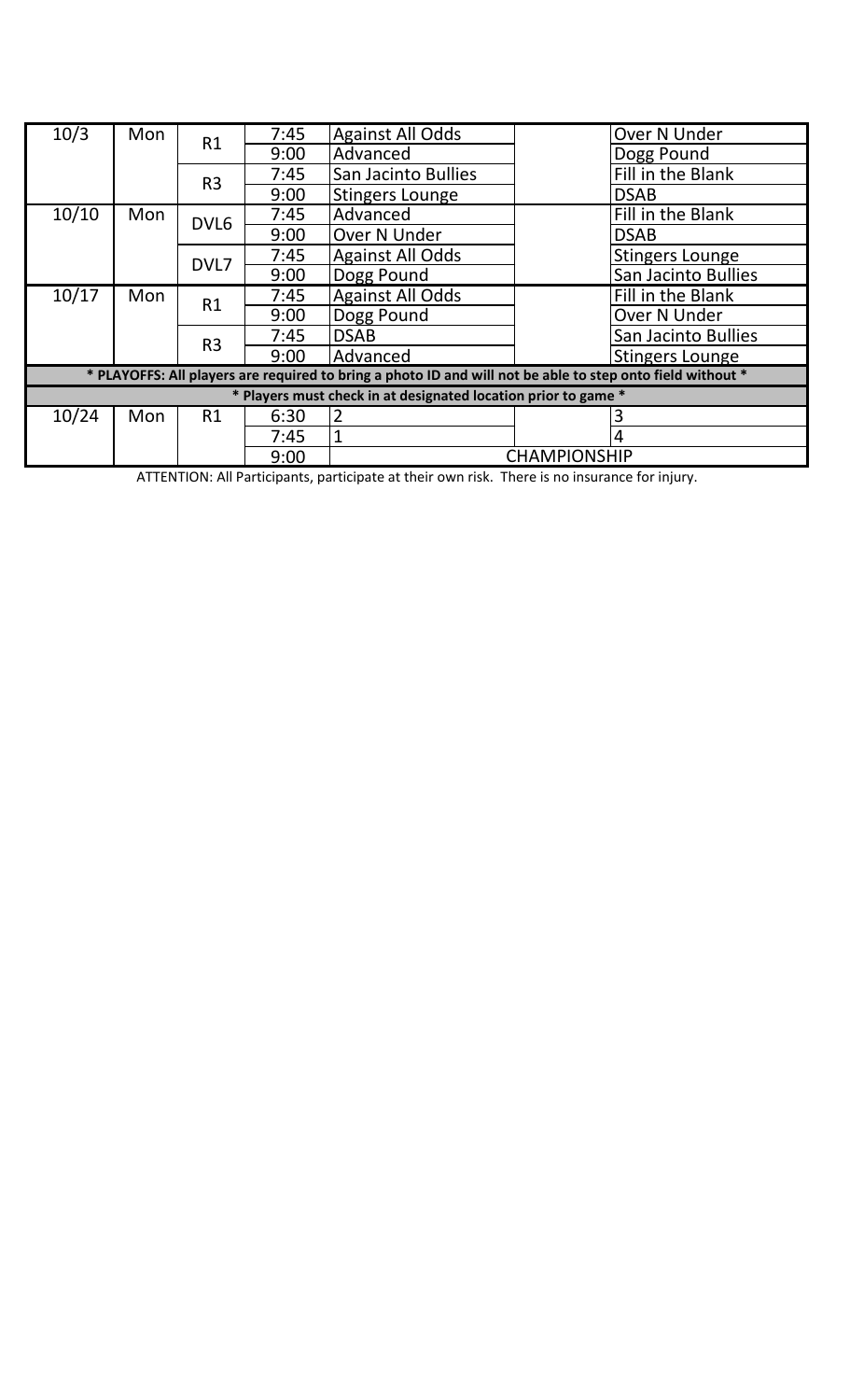| | | | | | | |
|---|---|---|---|---|---|---|
| 10/3 | Mon | R1 | 7:45 | Against All Odds | | Over N Under |
| | | | 9:00 | Advanced | | Dogg Pound |
| | | R3 | 7:45 | San Jacinto Bullies | | Fill in the Blank |
| | | | 9:00 | Stingers Lounge | | DSAB |
| 10/10 | Mon | DVL6 | 7:45 | Advanced | | Fill in the Blank |
| | | | 9:00 | Over N Under | | DSAB |
| | | DVL7 | 7:45 | Against All Odds | | Stingers Lounge |
| | | | 9:00 | Dogg Pound | | San Jacinto Bullies |
| 10/17 | Mon | R1 | 7:45 | Against All Odds | | Fill in the Blank |
| | | | 9:00 | Dogg Pound | | Over N Under |
| | | R3 | 7:45 | DSAB | | San Jacinto Bullies |
| | | | 9:00 | Advanced | | Stingers Lounge |
| **\* PLAYOFFS: All players are required to bring a photo ID and will not be able to step onto field without \*** | | | | | | |
| **\* Players must check in at designated location prior to game \*** | | | | | | |
| 10/24 | Mon | R1 | 6:30 | 2 | | 3 |
| | | | 7:45 | 1 | | 4 |
| | | | 9:00 | CHAMPIONSHIP | | |

ATTENTION: All Participants, participate at their own risk. There is no insurance for injury.